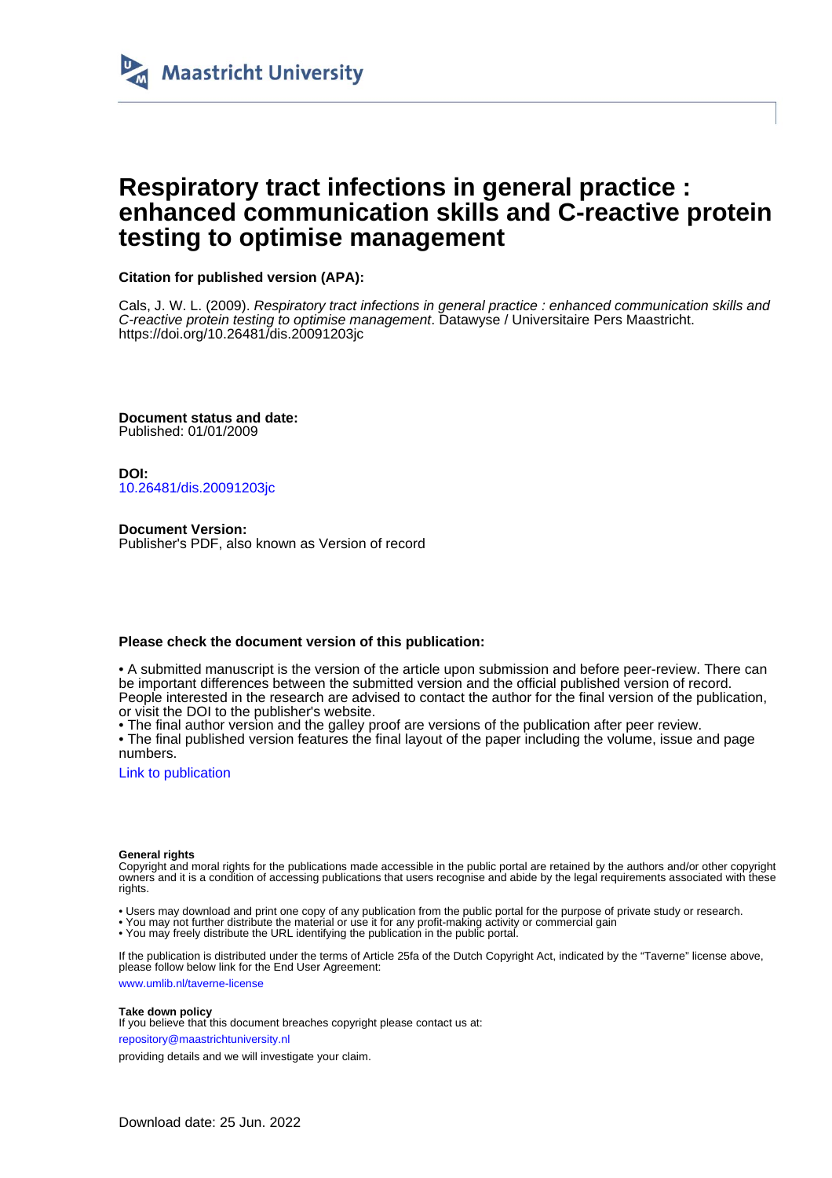Maastricht University

# Respiratory tract infections in general practice : enhanced communication skills and C-reactive protein testing to optimise management

**Citation for published version (APA):**

Cals, J. W. L. (2009). *Respiratory tract infections in general practice : enhanced communication skills and C-reactive protein testing to optimise management*. Datawyse / Universitaire Pers Maastricht. https://doi.org/10.26481/dis.20091203jc

**Document status and date:**
Published: 01/01/2009

**DOI:**
10.26481/dis.20091203jc

**Document Version:**
Publisher's PDF, also known as Version of record

**Please check the document version of this publication:**

• A submitted manuscript is the version of the article upon submission and before peer-review. There can be important differences between the submitted version and the official published version of record. People interested in the research are advised to contact the author for the final version of the publication, or visit the DOI to the publisher's website.
• The final author version and the galley proof are versions of the publication after peer review.
• The final published version features the final layout of the paper including the volume, issue and page numbers.

Link to publication

**General rights**
Copyright and moral rights for the publications made accessible in the public portal are retained by the authors and/or other copyright owners and it is a condition of accessing publications that users recognise and abide by the legal requirements associated with these rights.

• Users may download and print one copy of any publication from the public portal for the purpose of private study or research.
• You may not further distribute the material or use it for any profit-making activity or commercial gain
• You may freely distribute the URL identifying the publication in the public portal.

If the publication is distributed under the terms of Article 25fa of the Dutch Copyright Act, indicated by the "Taverne" license above, please follow below link for the End User Agreement:
www.umlib.nl/taverne-license

**Take down policy**
If you believe that this document breaches copyright please contact us at:
repository@maastrichtuniversity.nl
providing details and we will investigate your claim.

Download date: 25 Jun. 2022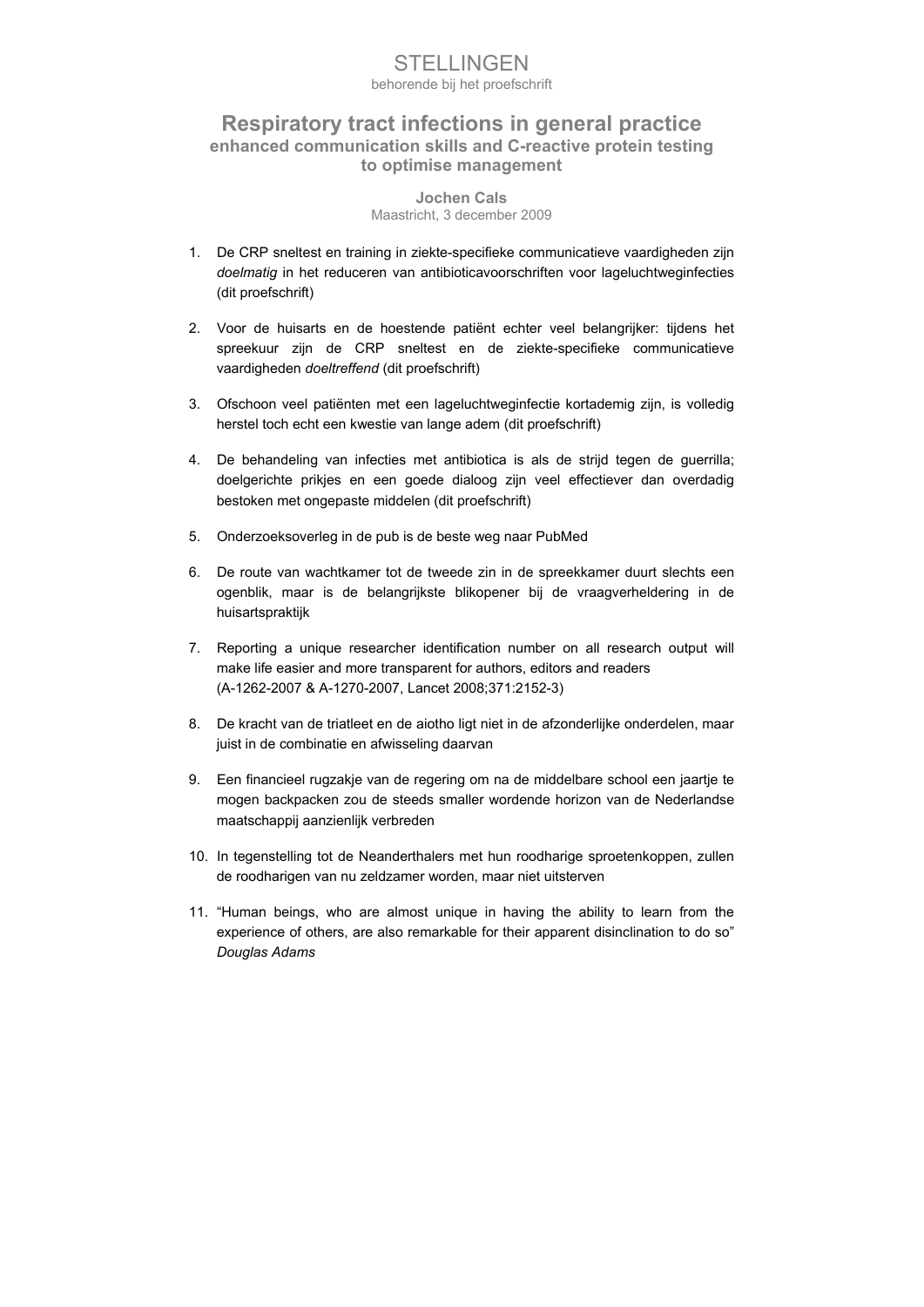# STELLINGEN

behorende bij het proefschrift

## Respiratory tract infections in general practice
### enhanced communication skills and C-reactive protein testing to optimise management

**Jochen Cals**
Maastricht, 3 december 2009

1. De CRP sneltest en training in ziekte-specifieke communicatieve vaardigheden zijn *doelmatig* in het reduceren van antibioticavoorschriften voor lageluchtweginfecties (dit proefschrift)

2. Voor de huisarts en de hoestende patiënt echter veel belangrijker: tijdens het spreekuur zijn de CRP sneltest en de ziekte-specifieke communicatieve vaardigheden *doeltreffend* (dit proefschrift)

3. Ofschoon veel patiënten met een lageluchtweginfectie kortademig zijn, is volledig herstel toch echt een kwestie van lange adem (dit proefschrift)

4. De behandeling van infecties met antibiotica is als de strijd tegen de guerrilla; doelgerichte prikjes en een goede dialoog zijn veel effectiever dan overdadig bestoken met ongepaste middelen (dit proefschrift)

5. Onderzoeksoverleg in de pub is de beste weg naar PubMed

6. De route van wachtkamer tot de tweede zin in de spreekkamer duurt slechts een ogenblik, maar is de belangrijkste blikopener bij de vraagverheldering in de huisartspraktijk

7. Reporting a unique researcher identification number on all research output will make life easier and more transparent for authors, editors and readers (A-1262-2007 & A-1270-2007, Lancet 2008;371:2152-3)

8. De kracht van de triatleet en de aiotho ligt niet in de afzonderlijke onderdelen, maar juist in de combinatie en afwisseling daarvan

9. Een financieel rugzakje van de regering om na de middelbare school een jaartje te mogen backpacken zou de steeds smaller wordende horizon van de Nederlandse maatschappij aanzienlijk verbreden

10. In tegenstelling tot de Neanderthalers met hun roodharige sproetenkoppen, zullen de roodharigen van nu zeldzamer worden, maar niet uitsterven

11. "Human beings, who are almost unique in having the ability to learn from the experience of others, are also remarkable for their apparent disinclination to do so"
*Douglas Adams*